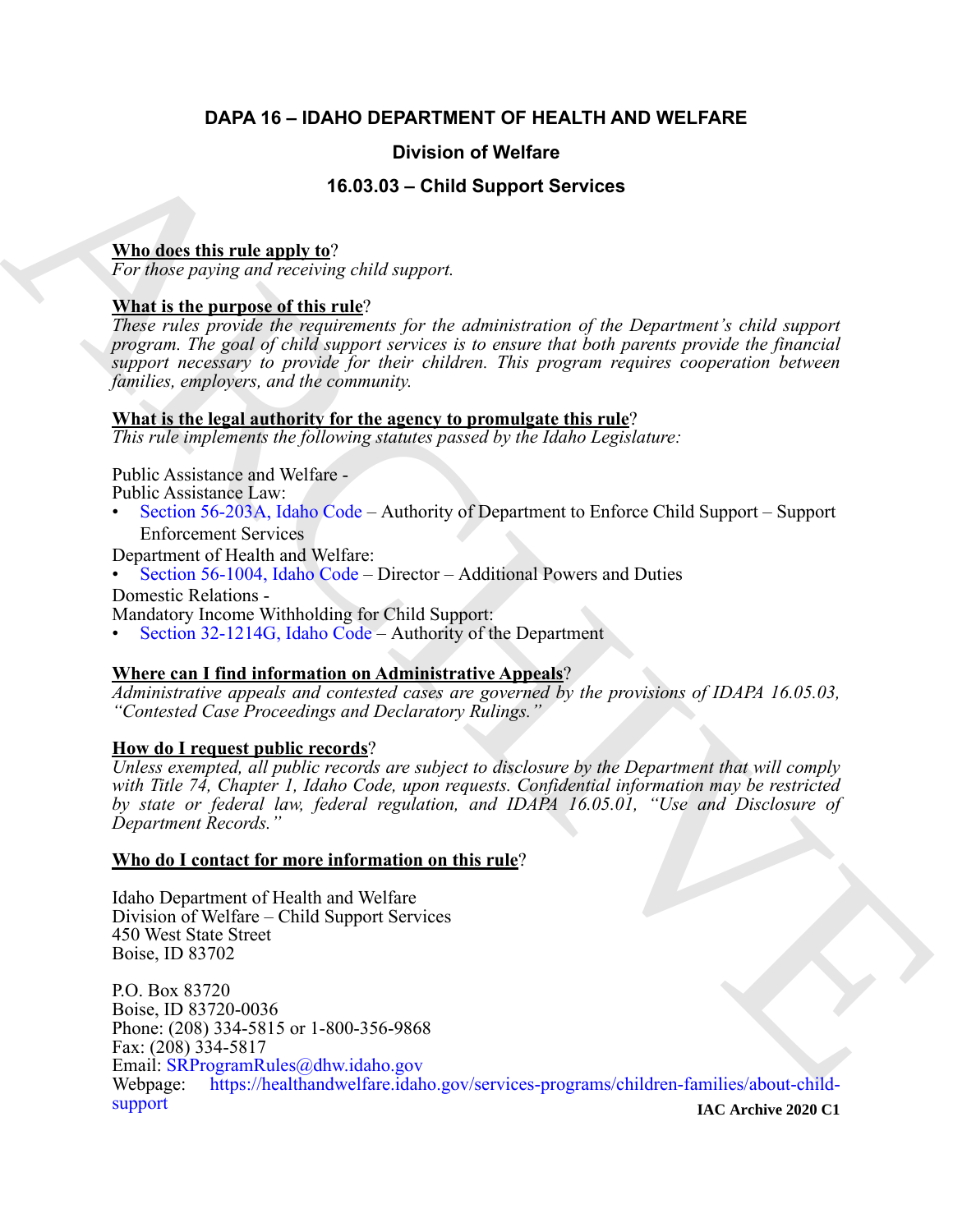# DAPA 16 – IDAHO DEPARTMENT OF HEALTH AND WELFARE

## Division of Welfare

## 16.03.03 – Child Support Services

**Who does this rule apply to**?

*For those paying and receiving child support.*

**What is the purpose of this rule**?

*These rules provide the requirements for the administration of the Department's child support program. The goal of child support services is to ensure that both parents provide the financial support necessary to provide for their children. This program requires cooperation between families, employers, and the community.*

**What is the legal authority for the agency to promulgate this rule**?

*This rule implements the following statutes passed by the Idaho Legislature:*

Public Assistance and Welfare -
Public Assistance Law:

- Section 56-203A, Idaho Code – Authority of Department to Enforce Child Support – Support Enforcement Services

Department of Health and Welfare:

- Section 56-1004, Idaho Code – Director – Additional Powers and Duties

Domestic Relations -
Mandatory Income Withholding for Child Support:

- Section 32-1214G, Idaho Code – Authority of the Department

**Where can I find information on Administrative Appeals**?

*Administrative appeals and contested cases are governed by the provisions of IDAPA 16.05.03, "Contested Case Proceedings and Declaratory Rulings."*

**How do I request public records**?

*Unless exempted, all public records are subject to disclosure by the Department that will comply with Title 74, Chapter 1, Idaho Code, upon requests. Confidential information may be restricted by state or federal law, federal regulation, and IDAPA 16.05.01, "Use and Disclosure of Department Records."*

**Who do I contact for more information on this rule**?

Idaho Department of Health and Welfare
Division of Welfare – Child Support Services
450 West State Street
Boise, ID 83702

P.O. Box 83720
Boise, ID 83720-0036
Phone: (208) 334-5815 or 1-800-356-9868
Fax: (208) 334-5817
Email: SRProgramRules@dhw.idaho.gov
Webpage: https://healthandwelfare.idaho.gov/services-programs/children-families/about-child-support

**IAC Archive 2020 C1**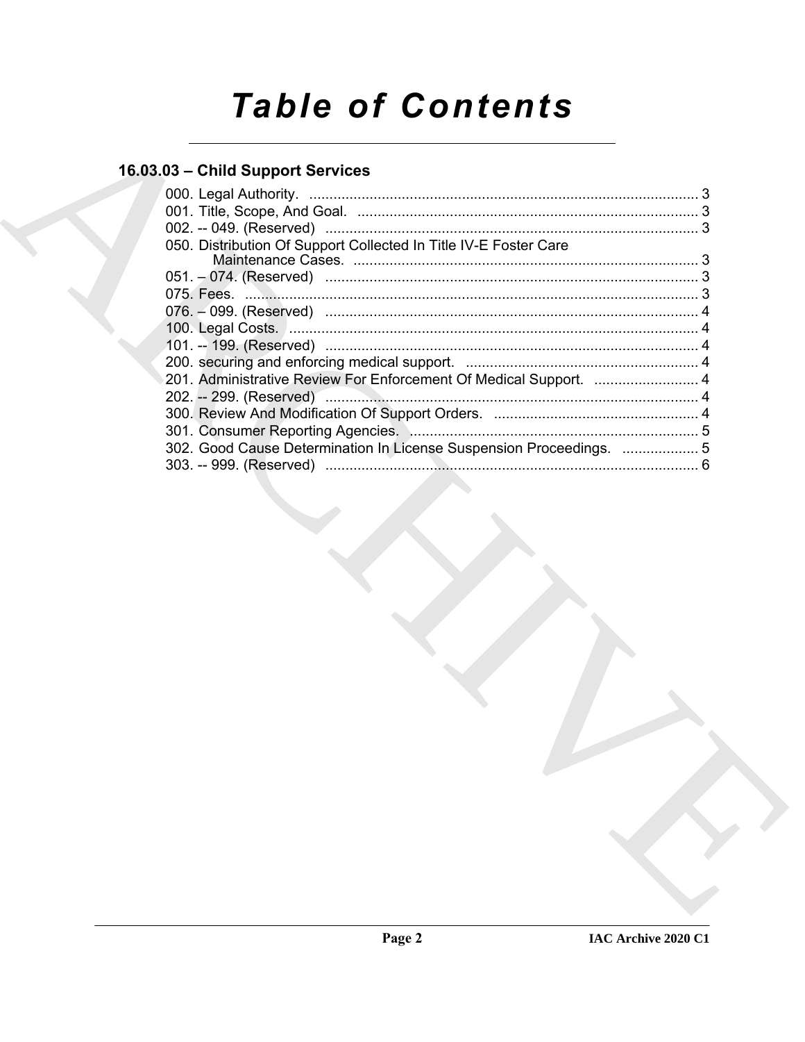# Table of Contents

## 16.03.03 – Child Support Services

000. Legal Authority. ........................................................................................ 3
001. Title, Scope, And Goal. ................................................................................ 3
002. -- 049. (Reserved) ...................................................................................... 3
050. Distribution Of Support Collected In Title IV-E Foster Care Maintenance Cases. ........................................................................................ 3
051. – 074. (Reserved) ...................................................................................... 3
075. Fees. ............................................................................................................ 3
076. – 099. (Reserved) ...................................................................................... 4
100. Legal Costs. ................................................................................................. 4
101. -- 199. (Reserved) ...................................................................................... 4
200. securing and enforcing medical support. .................................................. 4
201. Administrative Review For Enforcement Of Medical Support. ..................... 4
202. -- 299. (Reserved) ...................................................................................... 4
300. Review And Modification Of Support Orders. ............................................. 4
301. Consumer Reporting Agencies. .................................................................. 5
302. Good Cause Determination In License Suspension Proceedings. .............. 5
303. -- 999. (Reserved) ...................................................................................... 6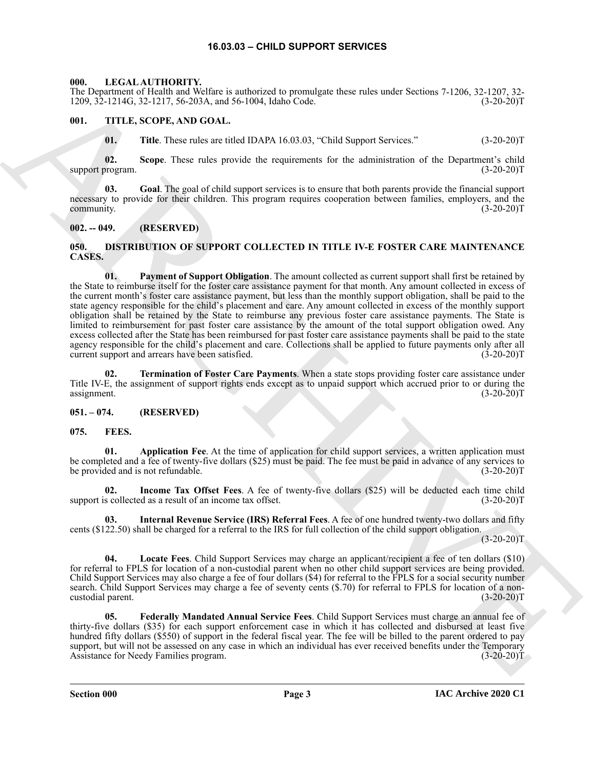# 16.03.03 – CHILD SUPPORT SERVICES

### 000. LEGAL AUTHORITY.

The Department of Health and Welfare is authorized to promulgate these rules under Sections 7-1206, 32-1207, 32-1209, 32-1214G, 32-1217, 56-203A, and 56-1004, Idaho Code. (3-20-20)T

### 001. TITLE, SCOPE, AND GOAL.

**01. Title**. These rules are titled IDAPA 16.03.03, "Child Support Services." (3-20-20)T

**02. Scope**. These rules provide the requirements for the administration of the Department's child support program. (3-20-20)T

**03. Goal**. The goal of child support services is to ensure that both parents provide the financial support necessary to provide for their children. This program requires cooperation between families, employers, and the community. (3-20-20)T

### 002. -- 049. (RESERVED)

### 050. DISTRIBUTION OF SUPPORT COLLECTED IN TITLE IV-E FOSTER CARE MAINTENANCE CASES.

**01. Payment of Support Obligation**. The amount collected as current support shall first be retained by the State to reimburse itself for the foster care assistance payment for that month. Any amount collected in excess of the current month's foster care assistance payment, but less than the monthly support obligation, shall be paid to the state agency responsible for the child's placement and care. Any amount collected in excess of the monthly support obligation shall be retained by the State to reimburse any previous foster care assistance payments. The State is limited to reimbursement for past foster care assistance by the amount of the total support obligation owed. Any excess collected after the State has been reimbursed for past foster care assistance payments shall be paid to the state agency responsible for the child's placement and care. Collections shall be applied to future payments only after all current support and arrears have been satisfied. (3-20-20)T

**02. Termination of Foster Care Payments**. When a state stops providing foster care assistance under Title IV-E, the assignment of support rights ends except as to unpaid support which accrued prior to or during the assignment. (3-20-20)T

### 051. – 074. (RESERVED)

### 075. FEES.

**01. Application Fee**. At the time of application for child support services, a written application must be completed and a fee of twenty-five dollars ($25) must be paid. The fee must be paid in advance of any services to be provided and is not refundable. (3-20-20)T

**02. Income Tax Offset Fees**. A fee of twenty-five dollars ($25) will be deducted each time child support is collected as a result of an income tax offset. (3-20-20)T

**03. Internal Revenue Service (IRS) Referral Fees**. A fee of one hundred twenty-two dollars and fifty cents ($122.50) shall be charged for a referral to the IRS for full collection of the child support obligation. (3-20-20)T

**04. Locate Fees**. Child Support Services may charge an applicant/recipient a fee of ten dollars ($10) for referral to FPLS for location of a non-custodial parent when no other child support services are being provided. Child Support Services may also charge a fee of four dollars ($4) for referral to the FPLS for a social security number search. Child Support Services may charge a fee of seventy cents ($.70) for referral to FPLS for location of a non-custodial parent. (3-20-20)T

**05. Federally Mandated Annual Service Fees**. Child Support Services must charge an annual fee of thirty-five dollars ($35) for each support enforcement case in which it has collected and disbursed at least five hundred fifty dollars ($550) of support in the federal fiscal year. The fee will be billed to the parent ordered to pay support, but will not be assessed on any case in which an individual has ever received benefits under the Temporary Assistance for Needy Families program. (3-20-20)T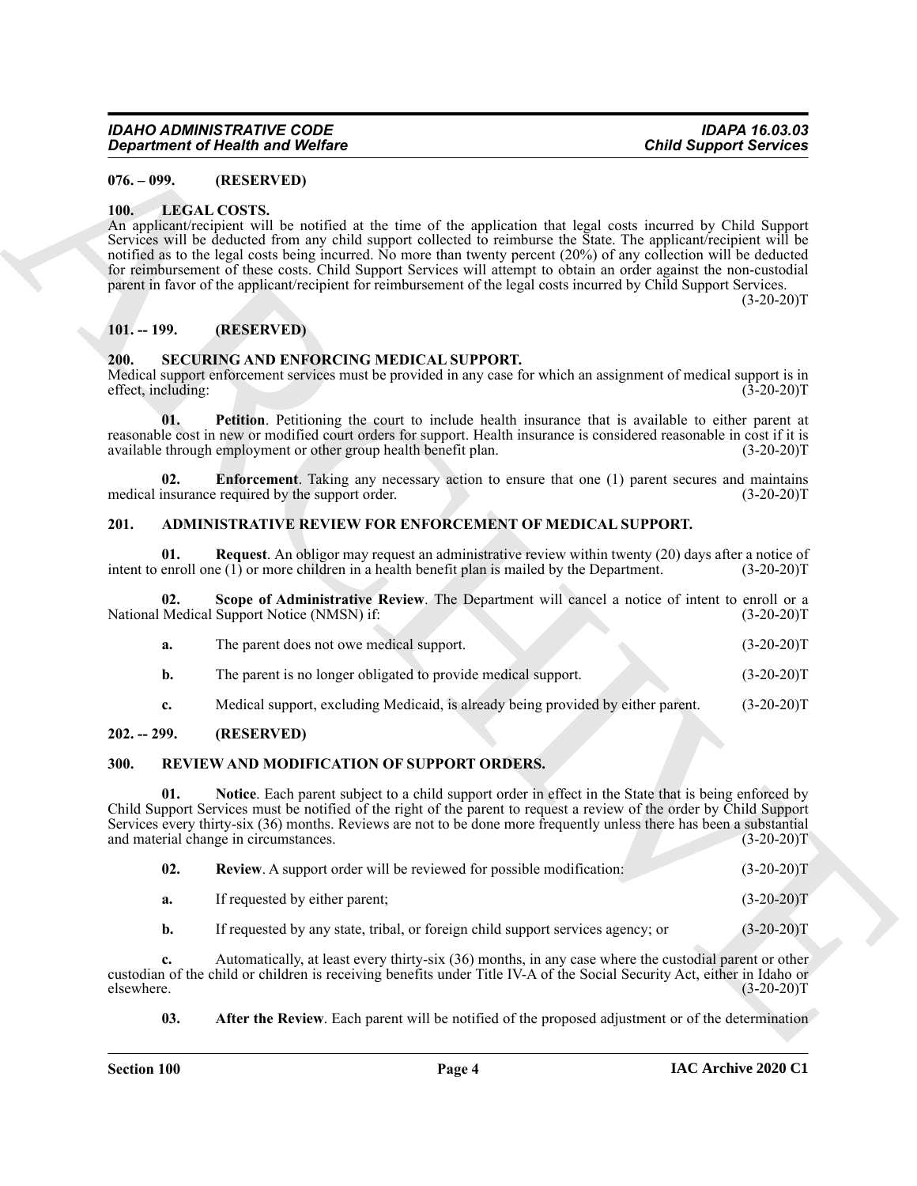## 076. – 099. (RESERVED)

## 100. LEGAL COSTS.

An applicant/recipient will be notified at the time of the application that legal costs incurred by Child Support Services will be deducted from any child support collected to reimburse the State. The applicant/recipient will be notified as to the legal costs being incurred. No more than twenty percent (20%) of any collection will be deducted for reimbursement of these costs. Child Support Services will attempt to obtain an order against the non-custodial parent in favor of the applicant/recipient for reimbursement of the legal costs incurred by Child Support Services. (3-20-20)T

## 101. -- 199. (RESERVED)

## 200. SECURING AND ENFORCING MEDICAL SUPPORT.

Medical support enforcement services must be provided in any case for which an assignment of medical support is in effect, including: (3-20-20)T

**01. Petition**. Petitioning the court to include health insurance that is available to either parent at reasonable cost in new or modified court orders for support. Health insurance is considered reasonable in cost if it is available through employment or other group health benefit plan. (3-20-20)T

**02. Enforcement**. Taking any necessary action to ensure that one (1) parent secures and maintains medical insurance required by the support order. (3-20-20)T

## 201. ADMINISTRATIVE REVIEW FOR ENFORCEMENT OF MEDICAL SUPPORT.

**01. Request**. An obligor may request an administrative review within twenty (20) days after a notice of intent to enroll one (1) or more children in a health benefit plan is mailed by the Department. (3-20-20)T

**02. Scope of Administrative Review**. The Department will cancel a notice of intent to enroll or a National Medical Support Notice (NMSN) if: (3-20-20)T

**a.** The parent does not owe medical support. (3-20-20)T

**b.** The parent is no longer obligated to provide medical support. (3-20-20)T

**c.** Medical support, excluding Medicaid, is already being provided by either parent. (3-20-20)T

## 202. -- 299. (RESERVED)

## 300. REVIEW AND MODIFICATION OF SUPPORT ORDERS.

**01. Notice**. Each parent subject to a child support order in effect in the State that is being enforced by Child Support Services must be notified of the right of the parent to request a review of the order by Child Support Services every thirty-six (36) months. Reviews are not to be done more frequently unless there has been a substantial and material change in circumstances. (3-20-20)T

**02. Review**. A support order will be reviewed for possible modification: (3-20-20)T

**a.** If requested by either parent; (3-20-20)T

**b.** If requested by any state, tribal, or foreign child support services agency; or (3-20-20)T

**c.** Automatically, at least every thirty-six (36) months, in any case where the custodial parent or other custodian of the child or children is receiving benefits under Title IV-A of the Social Security Act, either in Idaho or elsewhere. (3-20-20)T

**03. After the Review**. Each parent will be notified of the proposed adjustment or of the determination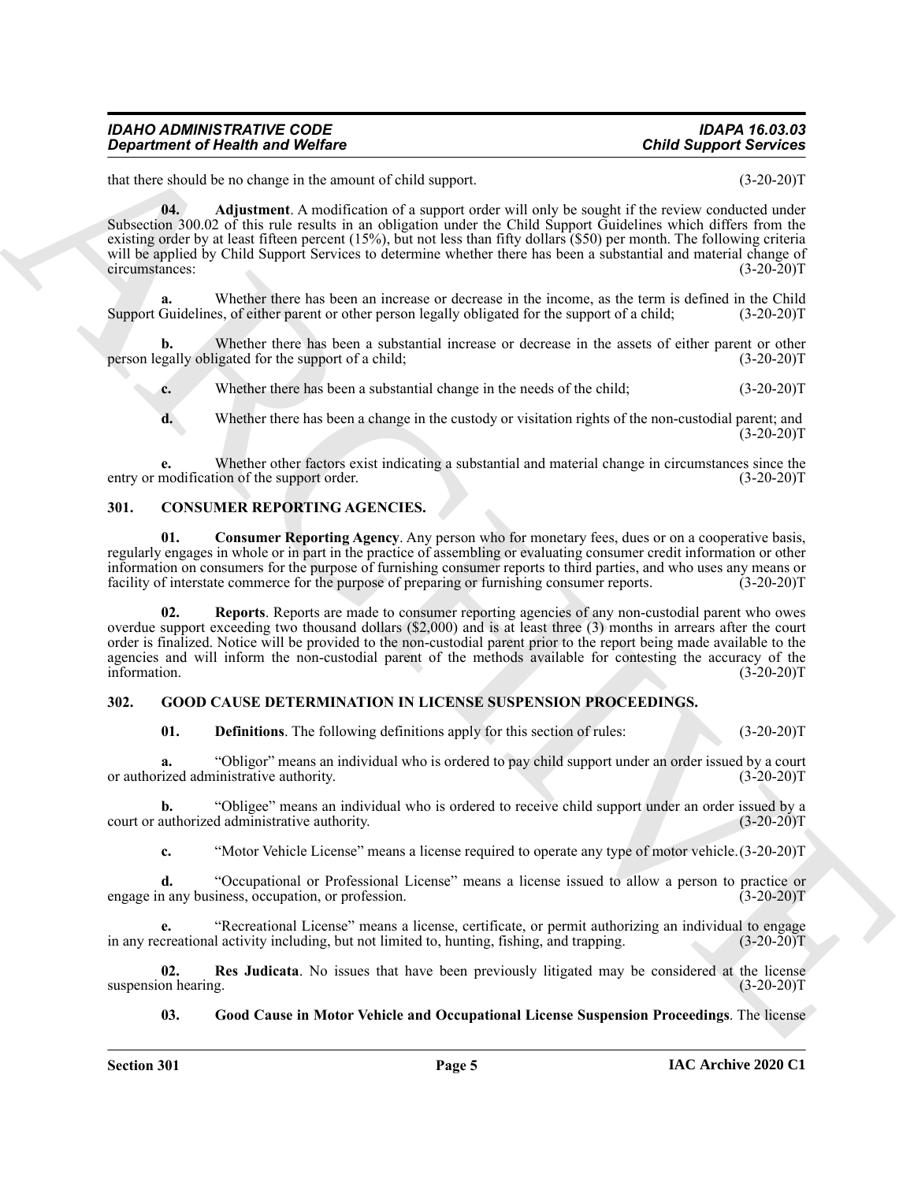that there should be no change in the amount of child support. (3-20-20)T

**04. Adjustment**. A modification of a support order will only be sought if the review conducted under Subsection 300.02 of this rule results in an obligation under the Child Support Guidelines which differs from the existing order by at least fifteen percent (15%), but not less than fifty dollars ($50) per month. The following criteria will be applied by Child Support Services to determine whether there has been a substantial and material change of circumstances: (3-20-20)T

**a.** Whether there has been an increase or decrease in the income, as the term is defined in the Child Support Guidelines, of either parent or other person legally obligated for the support of a child; (3-20-20)T

**b.** Whether there has been a substantial increase or decrease in the assets of either parent or other person legally obligated for the support of a child; (3-20-20)T

**c.** Whether there has been a substantial change in the needs of the child; (3-20-20)T

**d.** Whether there has been a change in the custody or visitation rights of the non-custodial parent; and (3-20-20)T

**e.** Whether other factors exist indicating a substantial and material change in circumstances since the entry or modification of the support order. (3-20-20)T

## 301. CONSUMER REPORTING AGENCIES.

**01. Consumer Reporting Agency**. Any person who for monetary fees, dues or on a cooperative basis, regularly engages in whole or in part in the practice of assembling or evaluating consumer credit information or other information on consumers for the purpose of furnishing consumer reports to third parties, and who uses any means or facility of interstate commerce for the purpose of preparing or furnishing consumer reports. (3-20-20)T

**02. Reports**. Reports are made to consumer reporting agencies of any non-custodial parent who owes overdue support exceeding two thousand dollars ($2,000) and is at least three (3) months in arrears after the court order is finalized. Notice will be provided to the non-custodial parent prior to the report being made available to the agencies and will inform the non-custodial parent of the methods available for contesting the accuracy of the information. (3-20-20)T

## 302. GOOD CAUSE DETERMINATION IN LICENSE SUSPENSION PROCEEDINGS.

**01. Definitions**. The following definitions apply for this section of rules: (3-20-20)T

**a.** "Obligor" means an individual who is ordered to pay child support under an order issued by a court or authorized administrative authority. (3-20-20)T

**b.** "Obligee" means an individual who is ordered to receive child support under an order issued by a court or authorized administrative authority. (3-20-20)T

**c.** "Motor Vehicle License" means a license required to operate any type of motor vehicle. (3-20-20)T

**d.** "Occupational or Professional License" means a license issued to allow a person to practice or engage in any business, occupation, or profession. (3-20-20)T

**e.** "Recreational License" means a license, certificate, or permit authorizing an individual to engage in any recreational activity including, but not limited to, hunting, fishing, and trapping. (3-20-20)T

**02. Res Judicata**. No issues that have been previously litigated may be considered at the license suspension hearing. (3-20-20)T

**03. Good Cause in Motor Vehicle and Occupational License Suspension Proceedings**. The license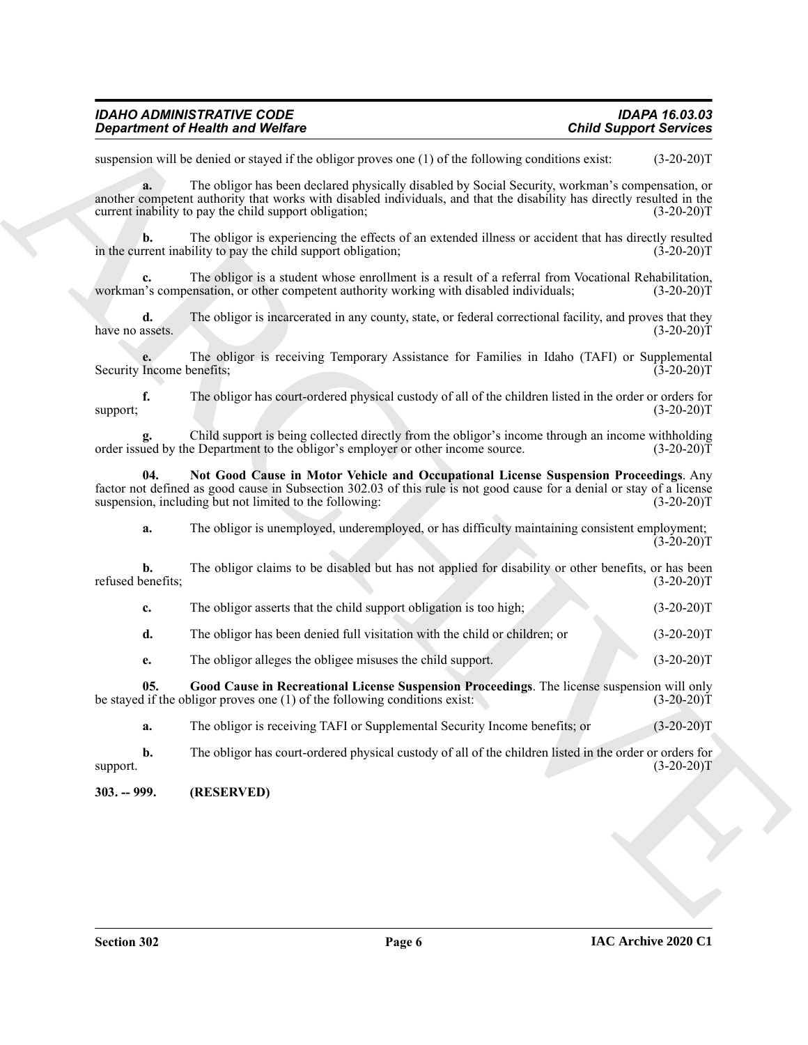suspension will be denied or stayed if the obligor proves one (1) of the following conditions exist: (3-20-20)T

**a.** The obligor has been declared physically disabled by Social Security, workman's compensation, or another competent authority that works with disabled individuals, and that the disability has directly resulted in the current inability to pay the child support obligation; (3-20-20)T

**b.** The obligor is experiencing the effects of an extended illness or accident that has directly resulted in the current inability to pay the child support obligation; (3-20-20)T

**c.** The obligor is a student whose enrollment is a result of a referral from Vocational Rehabilitation, workman's compensation, or other competent authority working with disabled individuals; (3-20-20)T

**d.** The obligor is incarcerated in any county, state, or federal correctional facility, and proves that they have no assets. (3-20-20)T

**e.** The obligor is receiving Temporary Assistance for Families in Idaho (TAFI) or Supplemental Security Income benefits; (3-20-20)T

**f.** The obligor has court-ordered physical custody of all of the children listed in the order or orders for support; (3-20-20)T

**g.** Child support is being collected directly from the obligor's income through an income withholding order issued by the Department to the obligor's employer or other income source. (3-20-20)T

**04. Not Good Cause in Motor Vehicle and Occupational License Suspension Proceedings**. Any factor not defined as good cause in Subsection 302.03 of this rule is not good cause for a denial or stay of a license suspension, including but not limited to the following: (3-20-20)T

**a.** The obligor is unemployed, underemployed, or has difficulty maintaining consistent employment; (3-20-20)T

**b.** The obligor claims to be disabled but has not applied for disability or other benefits, or has been refused benefits; (3-20-20)T

**c.** The obligor asserts that the child support obligation is too high; (3-20-20)T

**d.** The obligor has been denied full visitation with the child or children; or (3-20-20)T

**e.** The obligor alleges the obligee misuses the child support. (3-20-20)T

**05. Good Cause in Recreational License Suspension Proceedings**. The license suspension will only be stayed if the obligor proves one (1) of the following conditions exist: (3-20-20)T

**a.** The obligor is receiving TAFI or Supplemental Security Income benefits; or (3-20-20)T

**b.** The obligor has court-ordered physical custody of all of the children listed in the order or orders for support. (3-20-20)T

**303. -- 999. (RESERVED)**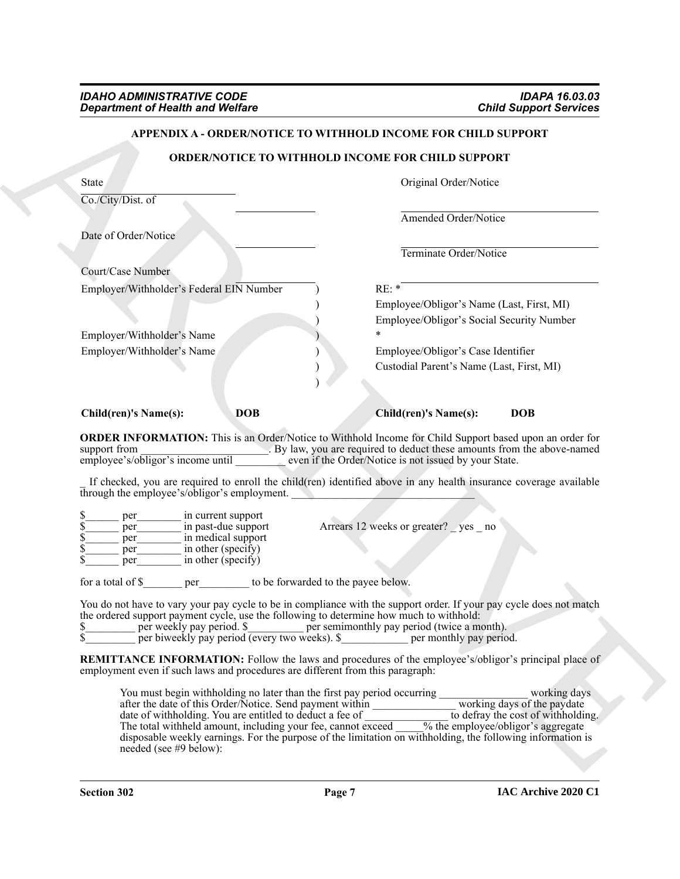## APPENDIX A - ORDER/NOTICE TO WITHHOLD INCOME FOR CHILD SUPPORT

### ORDER/NOTICE TO WITHHOLD INCOME FOR CHILD SUPPORT

State ___________________________

Co./City/Dist. of ______________

Date of Order/Notice ______________

Court/Case Number ______________

Original Order/Notice ___________________________

Amended Order/Notice ___________________________

Terminate Order/Notice ___________________________

Employer/Withholder's Federal EIN Number )

)

)

Employer/Withholder's Name )

Employer/Withholder's Name )

)

)

RE: * ___________________________

Employee/Obligor's Name (Last, First, MI)

Employee/Obligor's Social Security Number

*

Employee/Obligor's Case Identifier

Custodial Parent's Name (Last, First, MI)

| **Child(ren)'s Name(s):** | **DOB** | **Child(ren)'s Name(s):** | **DOB** |
|---|---|---|---|

**ORDER INFORMATION:** This is an Order/Notice to Withhold Income for Child Support based upon an order for support from ______________________. By law, you are required to deduct these amounts from the above-named employee's/obligor's income until _________ even if the Order/Notice is not issued by your State.

_ If checked, you are required to enroll the child(ren) identified above in any health insurance coverage available through the employee's/obligor's employment. _________________________________

$______ per________ in current support
$______ per________ in past-due support     Arrears 12 weeks or greater? _ yes _ no
$______ per________ in medical support
$______ per________ in other (specify)
$______ per________ in other (specify)

for a total of $_______ per_________ to be forwarded to the payee below.

You do not have to vary your pay cycle to be in compliance with the support order. If your pay cycle does not match the ordered support payment cycle, use the following to determine how much to withhold:
$_________ per weekly pay period. $__________ per semimonthly pay period (twice a month).
$_________ per biweekly pay period (every two weeks). $____________ per monthly pay period.

**REMITTANCE INFORMATION:** Follow the laws and procedures of the employee's/obligor's principal place of employment even if such laws and procedures are different from this paragraph:

> You must begin withholding no later than the first pay period occurring ________________ working days after the date of this Order/Notice. Send payment within _______________ working days of the paydate date of withholding. You are entitled to deduct a fee of _______________ to defray the cost of withholding. The total withheld amount, including your fee, cannot exceed _____% the employee/obligor's aggregate disposable weekly earnings. For the purpose of the limitation on withholding, the following information is needed (see #9 below):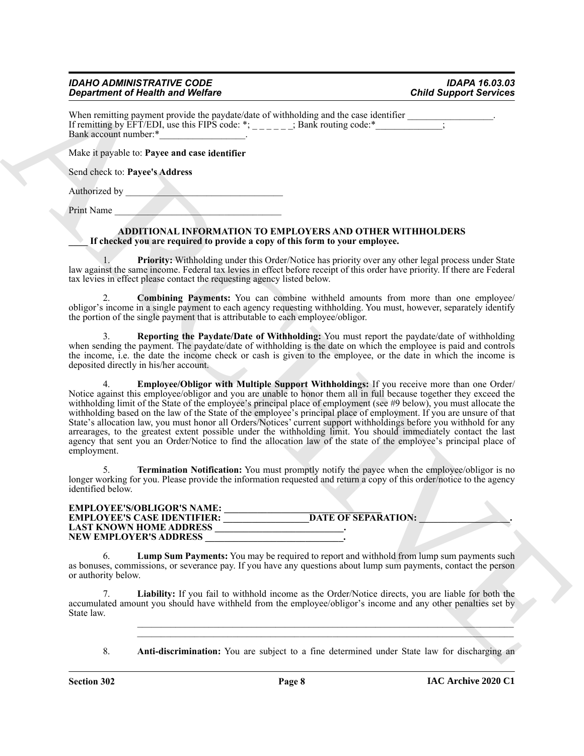When remitting payment provide the paydate/date of withholding and the case identifier __________________.
If remitting by EFT/EDI, use this FIPS code: *; _ _ _ _ _ _; Bank routing code:*______________;
Bank account number:*__________________.

Make it payable to: **Payee and case identifier**

Send check to: **Payee's Address**

Authorized by __________________________________

Print Name ____________________________________

**ADDITIONAL INFORMATION TO EMPLOYERS AND OTHER WITHHOLDERS**
**____ If checked you are required to provide a copy of this form to your employee.**

1. **Priority:** Withholding under this Order/Notice has priority over any other legal process under State law against the same income. Federal tax levies in effect before receipt of this order have priority. If there are Federal tax levies in effect please contact the requesting agency listed below.

2. **Combining Payments:** You can combine withheld amounts from more than one employee/obligor's income in a single payment to each agency requesting withholding. You must, however, separately identify the portion of the single payment that is attributable to each employee/obligor.

3. **Reporting the Paydate/Date of Withholding:** You must report the paydate/date of withholding when sending the payment. The paydate/date of withholding is the date on which the employee is paid and controls the income, i.e. the date the income check or cash is given to the employee, or the date in which the income is deposited directly in his/her account.

4. **Employee/Obligor with Multiple Support Withholdings:** If you receive more than one Order/Notice against this employee/obligor and you are unable to honor them all in full because together they exceed the withholding limit of the State of the employee's principal place of employment (see #9 below), you must allocate the withholding based on the law of the State of the employee's principal place of employment. If you are unsure of that State's allocation law, you must honor all Orders/Notices' current support withholdings before you withhold for any arrearages, to the greatest extent possible under the withholding limit. You should immediately contact the last agency that sent you an Order/Notice to find the allocation law of the state of the employee's principal place of employment.

5. **Termination Notification:** You must promptly notify the payee when the employee/obligor is no longer working for you. Please provide the information requested and return a copy of this order/notice to the agency identified below.

**EMPLOYEE'S/OBLIGOR'S NAME: ________________________________**
**EMPLOYEE'S CASE IDENTIFIER: __________________DATE OF SEPARATION: __________________.**
**LAST KNOWN HOME ADDRESS ___________________________.**
**NEW EMPLOYER'S ADDRESS ____________________________.**

6. **Lump Sum Payments:** You may be required to report and withhold from lump sum payments such as bonuses, commissions, or severance pay. If you have any questions about lump sum payments, contact the person or authority below.

7. **Liability:** If you fail to withhold income as the Order/Notice directs, you are liable for both the accumulated amount you should have withheld from the employee/obligor's income and any other penalties set by State law.

8. **Anti-discrimination:** You are subject to a fine determined under State law for discharging an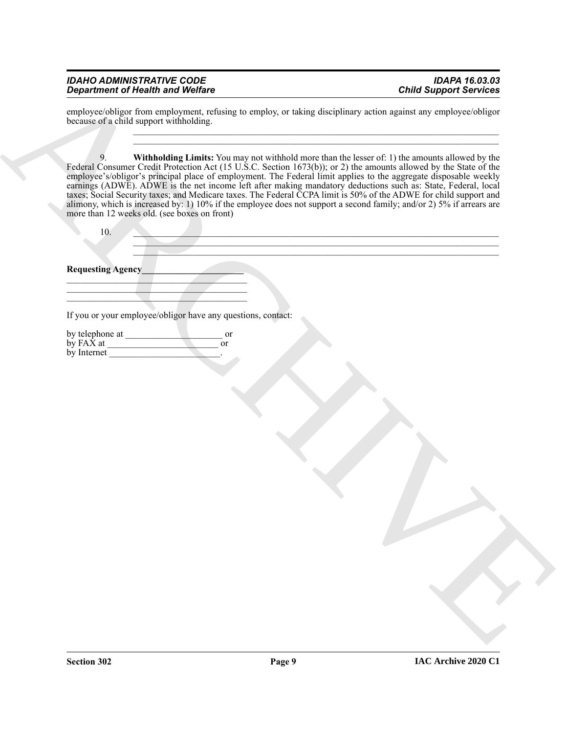employee/obligor from employment, refusing to employ, or taking disciplinary action against any employee/obligor because of a child support withholding.

\_\_\_\_\_\_\_\_\_\_\_\_\_\_\_\_\_\_\_\_\_\_\_\_\_\_\_\_\_\_\_\_\_\_\_\_\_\_\_\_\_\_\_\_\_\_\_\_\_\_\_\_\_\_\_\_\_\_\_\_\_\_\_\_\_\_\_\_\_\_\_\_\_\_\_\_\_\_
\_\_\_\_\_\_\_\_\_\_\_\_\_\_\_\_\_\_\_\_\_\_\_\_\_\_\_\_\_\_\_\_\_\_\_\_\_\_\_\_\_\_\_\_\_\_\_\_\_\_\_\_\_\_\_\_\_\_\_\_\_\_\_\_\_\_\_\_\_\_\_\_\_\_\_\_\_\_

9. **Withholding Limits:** You may not withhold more than the lesser of: 1) the amounts allowed by the Federal Consumer Credit Protection Act (15 U.S.C. Section 1673(b)); or 2) the amounts allowed by the State of the employee's/obligor's principal place of employment. The Federal limit applies to the aggregate disposable weekly earnings (ADWE). ADWE is the net income left after making mandatory deductions such as: State, Federal, local taxes; Social Security taxes; and Medicare taxes. The Federal CCPA limit is 50% of the ADWE for child support and alimony, which is increased by: 1) 10% if the employee does not support a second family; and/or 2) 5% if arrears are more than 12 weeks old. (see boxes on front)

10. \_\_\_\_\_\_\_\_\_\_\_\_\_\_\_\_\_\_\_\_\_\_\_\_\_\_\_\_\_\_\_\_\_\_\_\_\_\_\_\_\_\_\_\_\_\_\_\_\_\_\_\_\_\_\_\_\_\_\_\_\_\_\_\_\_\_\_\_\_\_\_\_\_\_\_\_\_\_
\_\_\_\_\_\_\_\_\_\_\_\_\_\_\_\_\_\_\_\_\_\_\_\_\_\_\_\_\_\_\_\_\_\_\_\_\_\_\_\_\_\_\_\_\_\_\_\_\_\_\_\_\_\_\_\_\_\_\_\_\_\_\_\_\_\_\_\_\_\_\_\_\_\_\_\_\_\_
\_\_\_\_\_\_\_\_\_\_\_\_\_\_\_\_\_\_\_\_\_\_\_\_\_\_\_\_\_\_\_\_\_\_\_\_\_\_\_\_\_\_\_\_\_\_\_\_\_\_\_\_\_\_\_\_\_\_\_\_\_\_\_\_\_\_\_\_\_\_\_\_\_\_\_\_\_\_

**Requesting Agency\_\_\_\_\_\_\_\_\_\_\_\_\_\_\_\_\_\_\_\_\_\_**

\_\_\_\_\_\_\_\_\_\_\_\_\_\_\_\_\_\_\_\_\_\_\_\_\_\_\_\_\_\_\_\_\_\_\_\_\_\_\_
\_\_\_\_\_\_\_\_\_\_\_\_\_\_\_\_\_\_\_\_\_\_\_\_\_\_\_\_\_\_\_\_\_\_\_\_\_\_\_
\_\_\_\_\_\_\_\_\_\_\_\_\_\_\_\_\_\_\_\_\_\_\_\_\_\_\_\_\_\_\_\_\_\_\_\_\_\_\_

If you or your employee/obligor have any questions, contact:

by telephone at \_\_\_\_\_\_\_\_\_\_\_\_\_\_\_\_\_\_\_\_\_ or
by FAX at \_\_\_\_\_\_\_\_\_\_\_\_\_\_\_\_\_\_\_\_\_\_\_\_ or
by Internet \_\_\_\_\_\_\_\_\_\_\_\_\_\_\_\_\_\_\_\_\_\_\_\_.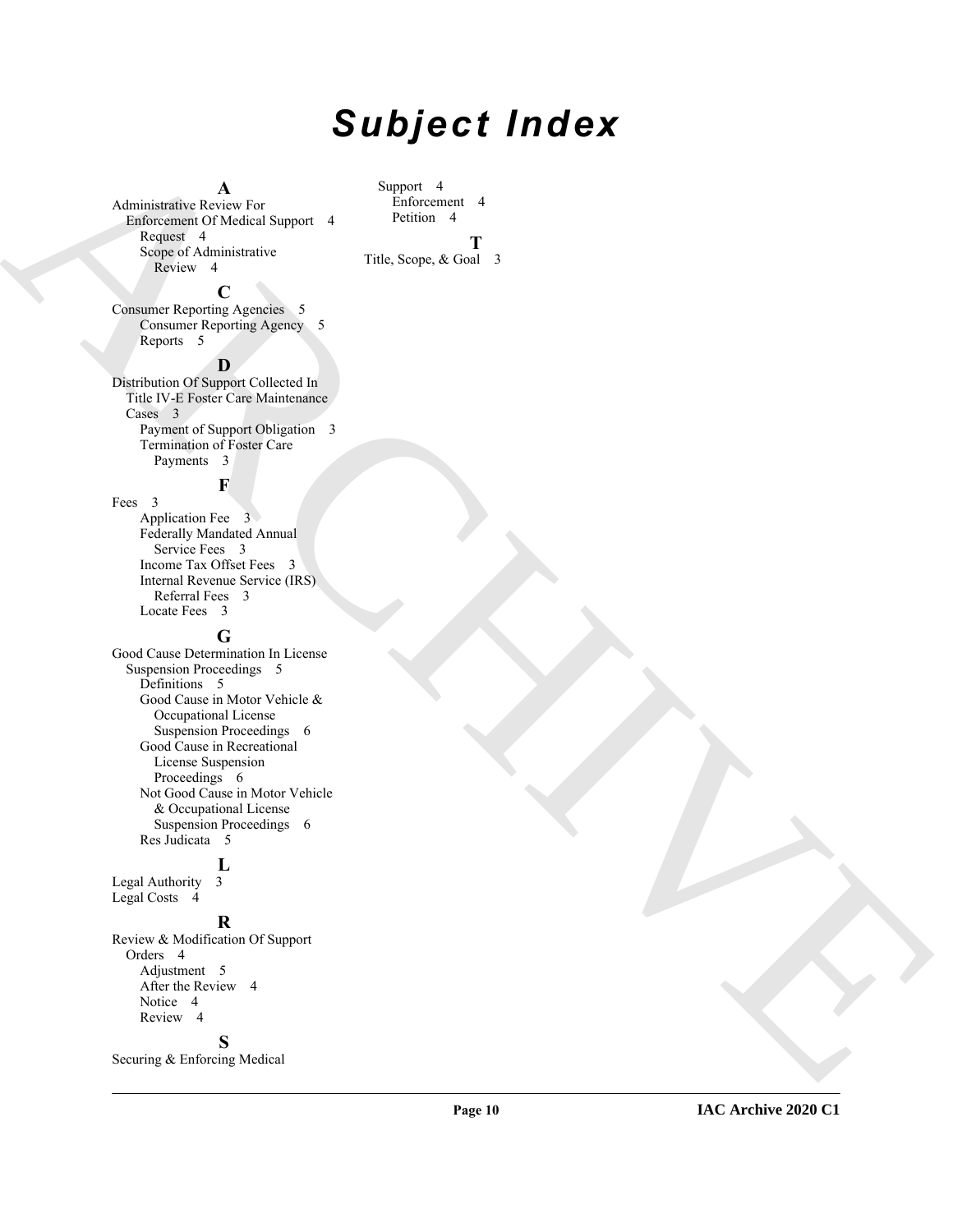# Subject Index

**A**

Administrative Review For Enforcement Of Medical Support 4
- Request 4
- Scope of Administrative Review 4

**C**

Consumer Reporting Agencies 5
- Consumer Reporting Agency 5
- Reports 5

**D**

Distribution Of Support Collected In Title IV-E Foster Care Maintenance Cases 3
- Payment of Support Obligation 3
- Termination of Foster Care Payments 3

**F**

Fees 3
- Application Fee 3
- Federally Mandated Annual Service Fees 3
- Income Tax Offset Fees 3
- Internal Revenue Service (IRS) Referral Fees 3
- Locate Fees 3

**G**

Good Cause Determination In License Suspension Proceedings 5
- Definitions 5
- Good Cause in Motor Vehicle & Occupational License Suspension Proceedings 6
- Good Cause in Recreational License Suspension Proceedings 6
- Not Good Cause in Motor Vehicle & Occupational License Suspension Proceedings 6
- Res Judicata 5

**L**

Legal Authority 3
Legal Costs 4

**R**

Review & Modification Of Support Orders 4
- Adjustment 5
- After the Review 4
- Notice 4
- Review 4

**S**

Securing & Enforcing Medical Support 4
- Enforcement 4
- Petition 4

**T**

Title, Scope, & Goal 3